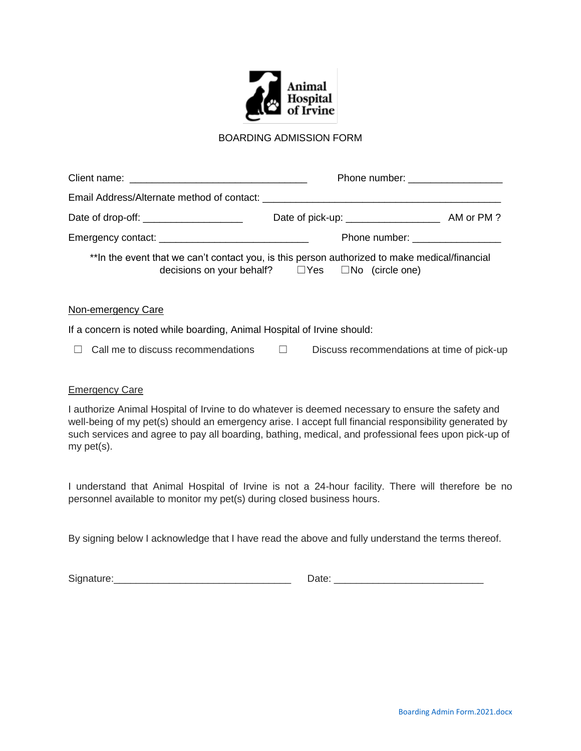Animal Hospital of Irvine

# BOARDING ADMISSION FORM

Client name: ________________________________ Phone number: _________________

Email Address/Alternate method of contact: ___________________________________________

Date of drop-off: __________________ Date of pick-up: _________________ AM or PM ?

Emergency contact: ___________________________ Phone number: ________________

**In the event that we can't contact you, is this person authorized to make medical/financial decisions on your behalf? ☐Yes ☐No (circle one)

## Non-emergency Care

If a concern is noted while boarding, Animal Hospital of Irvine should:

☐ Call me to discuss recommendations ☐ Discuss recommendations at time of pick-up

## Emergency Care

I authorize Animal Hospital of Irvine to do whatever is deemed necessary to ensure the safety and well-being of my pet(s) should an emergency arise. I accept full financial responsibility generated by such services and agree to pay all boarding, bathing, medical, and professional fees upon pick-up of my pet(s).

I understand that Animal Hospital of Irvine is not a 24-hour facility. There will therefore be no personnel available to monitor my pet(s) during closed business hours.

By signing below I acknowledge that I have read the above and fully understand the terms thereof.

Signature:________________________________ Date: ___________________________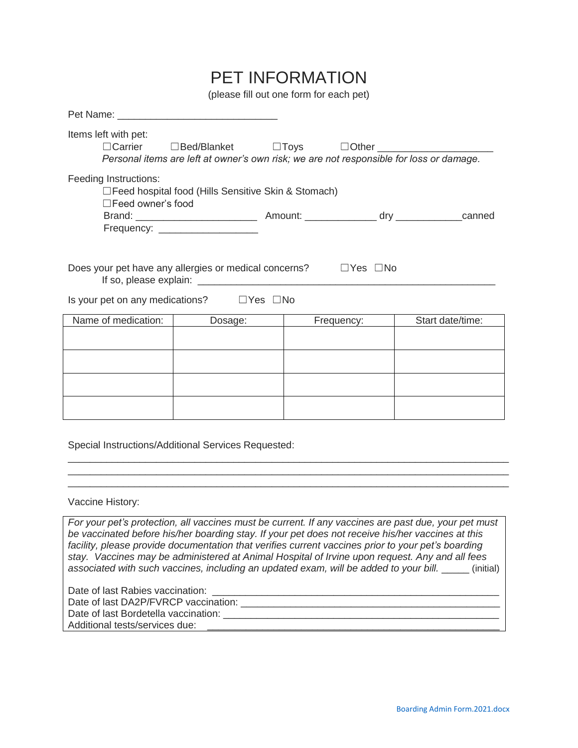# PET INFORMATION

(please fill out one form for each pet)

Pet Name: ____________________________

Items left with pet:

☐Carrier ☐Bed/Blanket ☐Toys ☐Other ____________________

*Personal items are left at owner's own risk; we are not responsible for loss or damage.*

Feeding Instructions:

☐Feed hospital food (Hills Sensitive Skin & Stomach)

☐Feed owner's food

Brand: _____________________ Amount: _____________ dry ____________canned

Frequency: __________________

Does your pet have any allergies or medical concerns? ☐Yes ☐No

If so, please explain: ______________________________________________________

Is your pet on any medications? ☐Yes ☐No

| Name of medication: | Dosage: | Frequency: | Start date/time: |
|---|---|---|---|
| | | | |
| | | | |
| | | | |
| | | | |

Special Instructions/Additional Services Requested:

________________________________________________________________________________

________________________________________________________________________________

________________________________________________________________________________

Vaccine History:

*For your pet's protection, all vaccines must be current. If any vaccines are past due, your pet must be vaccinated before his/her boarding stay. If your pet does not receive his/her vaccines at this facility, please provide documentation that verifies current vaccines prior to your pet's boarding stay. Vaccines may be administered at Animal Hospital of Irvine upon request. Any and all fees associated with such vaccines, including an updated exam, will be added to your bill.* _____ (initial)

Date of last Rabies vaccination: ____________________________________________

Date of last DA2P/FVRCP vaccination: ________________________________________

Date of last Bordetella vaccination: _________________________________________

Additional tests/services due: ______________________________________________

Boarding Admin Form.2021.docx